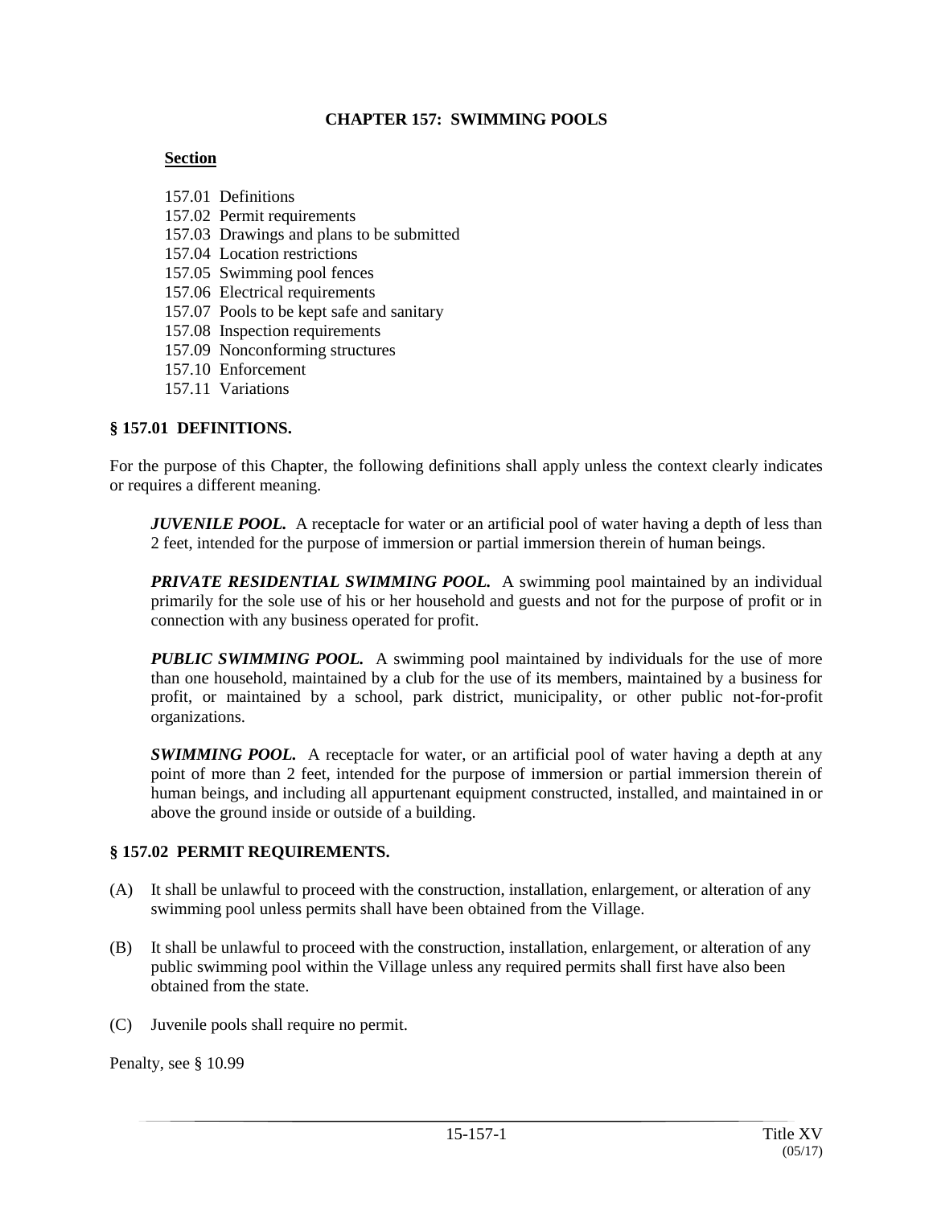# CHAPTER 157: SWIMMING POOLS

**Section**

157.01 Definitions
157.02 Permit requirements
157.03 Drawings and plans to be submitted
157.04 Location restrictions
157.05 Swimming pool fences
157.06 Electrical requirements
157.07 Pools to be kept safe and sanitary
157.08 Inspection requirements
157.09 Nonconforming structures
157.10 Enforcement
157.11 Variations

## § 157.01 DEFINITIONS.

For the purpose of this Chapter, the following definitions shall apply unless the context clearly indicates or requires a different meaning.

***JUVENILE POOL.*** A receptacle for water or an artificial pool of water having a depth of less than 2 feet, intended for the purpose of immersion or partial immersion therein of human beings.

***PRIVATE RESIDENTIAL SWIMMING POOL.*** A swimming pool maintained by an individual primarily for the sole use of his or her household and guests and not for the purpose of profit or in connection with any business operated for profit.

***PUBLIC SWIMMING POOL.*** A swimming pool maintained by individuals for the use of more than one household, maintained by a club for the use of its members, maintained by a business for profit, or maintained by a school, park district, municipality, or other public not-for-profit organizations.

***SWIMMING POOL.*** A receptacle for water, or an artificial pool of water having a depth at any point of more than 2 feet, intended for the purpose of immersion or partial immersion therein of human beings, and including all appurtenant equipment constructed, installed, and maintained in or above the ground inside or outside of a building.

## § 157.02 PERMIT REQUIREMENTS.

(A) It shall be unlawful to proceed with the construction, installation, enlargement, or alteration of any swimming pool unless permits shall have been obtained from the Village.

(B) It shall be unlawful to proceed with the construction, installation, enlargement, or alteration of any public swimming pool within the Village unless any required permits shall first have also been obtained from the state.

(C) Juvenile pools shall require no permit.

Penalty, see § 10.99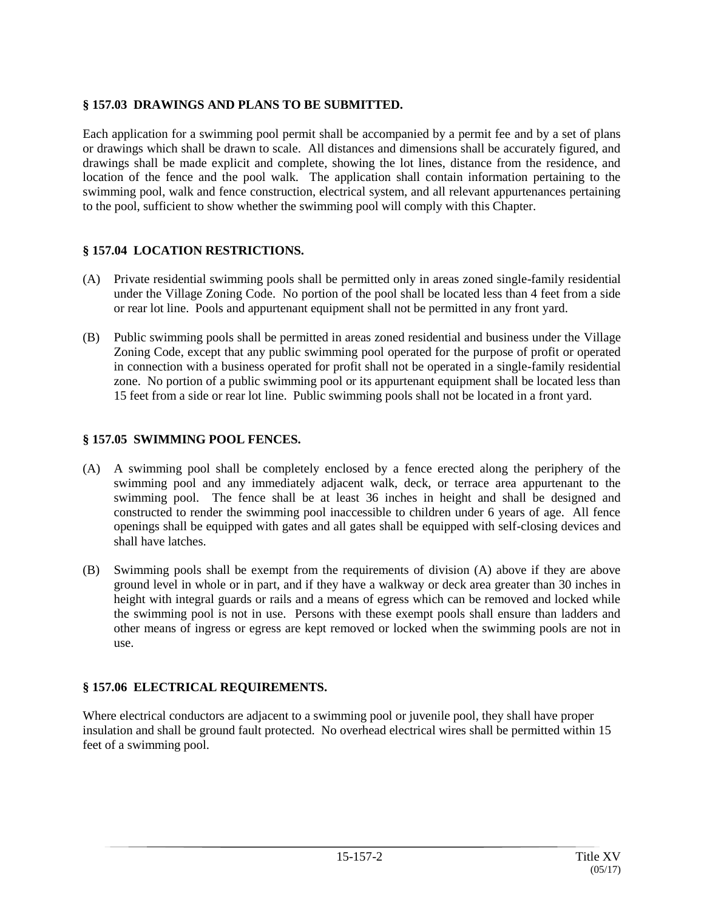## § 157.03 DRAWINGS AND PLANS TO BE SUBMITTED.

Each application for a swimming pool permit shall be accompanied by a permit fee and by a set of plans or drawings which shall be drawn to scale. All distances and dimensions shall be accurately figured, and drawings shall be made explicit and complete, showing the lot lines, distance from the residence, and location of the fence and the pool walk. The application shall contain information pertaining to the swimming pool, walk and fence construction, electrical system, and all relevant appurtenances pertaining to the pool, sufficient to show whether the swimming pool will comply with this Chapter.

## § 157.04 LOCATION RESTRICTIONS.

(A) Private residential swimming pools shall be permitted only in areas zoned single-family residential under the Village Zoning Code. No portion of the pool shall be located less than 4 feet from a side or rear lot line. Pools and appurtenant equipment shall not be permitted in any front yard.

(B) Public swimming pools shall be permitted in areas zoned residential and business under the Village Zoning Code, except that any public swimming pool operated for the purpose of profit or operated in connection with a business operated for profit shall not be operated in a single-family residential zone. No portion of a public swimming pool or its appurtenant equipment shall be located less than 15 feet from a side or rear lot line. Public swimming pools shall not be located in a front yard.

## § 157.05 SWIMMING POOL FENCES.

(A) A swimming pool shall be completely enclosed by a fence erected along the periphery of the swimming pool and any immediately adjacent walk, deck, or terrace area appurtenant to the swimming pool. The fence shall be at least 36 inches in height and shall be designed and constructed to render the swimming pool inaccessible to children under 6 years of age. All fence openings shall be equipped with gates and all gates shall be equipped with self-closing devices and shall have latches.

(B) Swimming pools shall be exempt from the requirements of division (A) above if they are above ground level in whole or in part, and if they have a walkway or deck area greater than 30 inches in height with integral guards or rails and a means of egress which can be removed and locked while the swimming pool is not in use. Persons with these exempt pools shall ensure than ladders and other means of ingress or egress are kept removed or locked when the swimming pools are not in use.

## § 157.06 ELECTRICAL REQUIREMENTS.

Where electrical conductors are adjacent to a swimming pool or juvenile pool, they shall have proper insulation and shall be ground fault protected. No overhead electrical wires shall be permitted within 15 feet of a swimming pool.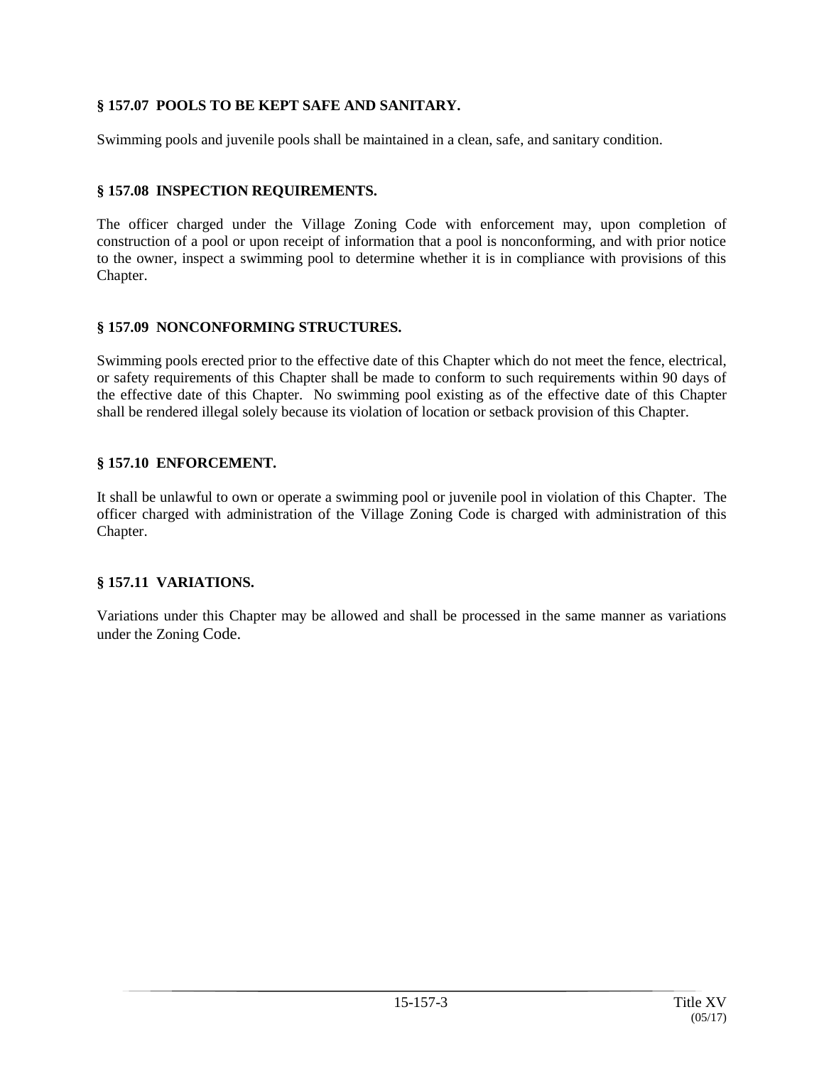### § 157.07 POOLS TO BE KEPT SAFE AND SANITARY.

Swimming pools and juvenile pools shall be maintained in a clean, safe, and sanitary condition.

### § 157.08 INSPECTION REQUIREMENTS.

The officer charged under the Village Zoning Code with enforcement may, upon completion of construction of a pool or upon receipt of information that a pool is nonconforming, and with prior notice to the owner, inspect a swimming pool to determine whether it is in compliance with provisions of this Chapter.

### § 157.09 NONCONFORMING STRUCTURES.

Swimming pools erected prior to the effective date of this Chapter which do not meet the fence, electrical, or safety requirements of this Chapter shall be made to conform to such requirements within 90 days of the effective date of this Chapter. No swimming pool existing as of the effective date of this Chapter shall be rendered illegal solely because its violation of location or setback provision of this Chapter.

### § 157.10 ENFORCEMENT.

It shall be unlawful to own or operate a swimming pool or juvenile pool in violation of this Chapter. The officer charged with administration of the Village Zoning Code is charged with administration of this Chapter.

### § 157.11 VARIATIONS.

Variations under this Chapter may be allowed and shall be processed in the same manner as variations under the Zoning Code.